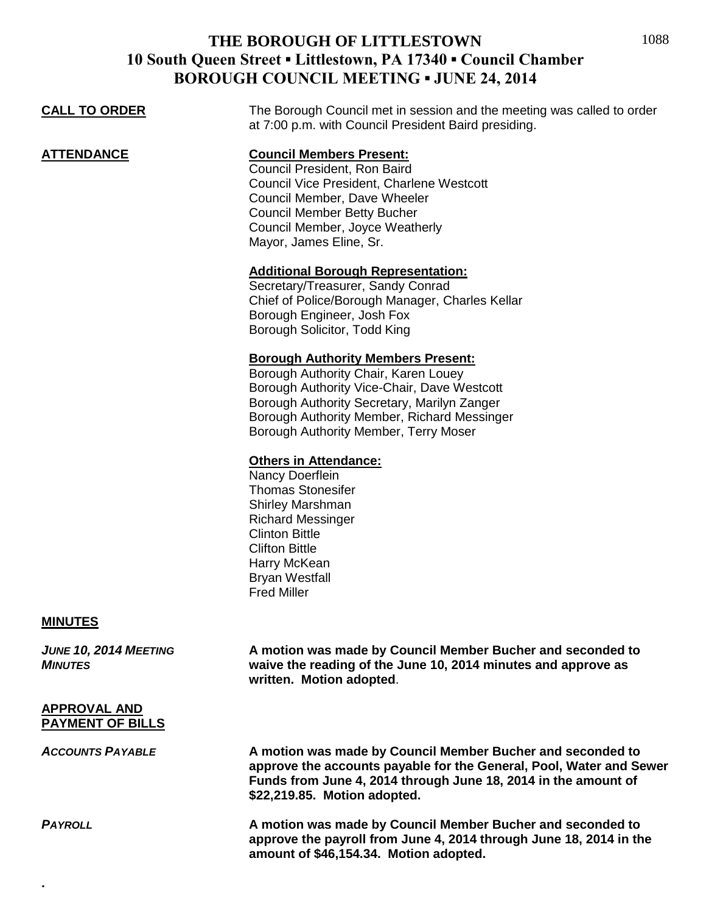# THE BOROUGH OF LITTLESTOWN
## 10 South Queen Street ▪ Littlestown, PA 17340 ▪ Council Chamber
## BOROUGH COUNCIL MEETING ▪ JUNE 24, 2014

**CALL TO ORDER**

The Borough Council met in session and the meeting was called to order at 7:00 p.m. with Council President Baird presiding.

**ATTENDANCE**

**Council Members Present:**
Council President, Ron Baird
Council Vice President, Charlene Westcott
Council Member, Dave Wheeler
Council Member Betty Bucher
Council Member, Joyce Weatherly
Mayor, James Eline, Sr.

**Additional Borough Representation:**
Secretary/Treasurer, Sandy Conrad
Chief of Police/Borough Manager, Charles Kellar
Borough Engineer, Josh Fox
Borough Solicitor, Todd King

**Borough Authority Members Present:**
Borough Authority Chair, Karen Louey
Borough Authority Vice-Chair, Dave Westcott
Borough Authority Secretary, Marilyn Zanger
Borough Authority Member, Richard Messinger
Borough Authority Member, Terry Moser

**Others in Attendance:**
Nancy Doerflein
Thomas Stonesifer
Shirley Marshman
Richard Messinger
Clinton Bittle
Clifton Bittle
Harry McKean
Bryan Westfall
Fred Miller

**MINUTES**

***JUNE 10, 2014 MEETING MINUTES***

**A motion was made by Council Member Bucher and seconded to waive the reading of the June 10, 2014 minutes and approve as written. Motion adopted**.

**APPROVAL AND PAYMENT OF BILLS**

***ACCOUNTS PAYABLE***

**A motion was made by Council Member Bucher and seconded to approve the accounts payable for the General, Pool, Water and Sewer Funds from June 4, 2014 through June 18, 2014 in the amount of $22,219.85. Motion adopted.**

***PAYROLL***

**A motion was made by Council Member Bucher and seconded to approve the payroll from June 4, 2014 through June 18, 2014 in the amount of $46,154.34. Motion adopted.**

.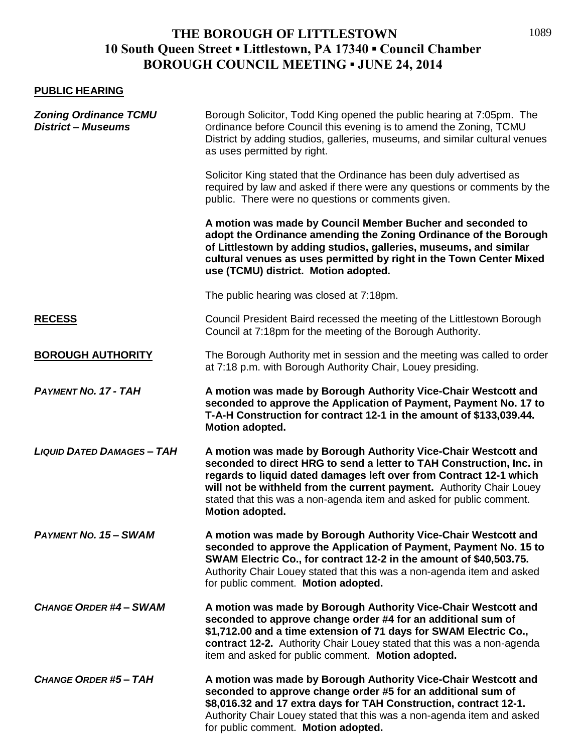# THE BOROUGH OF LITTLESTOWN
## 10 South Queen Street ▪ Littlestown, PA 17340 ▪ Council Chamber
## BOROUGH COUNCIL MEETING ▪ JUNE 24, 2014

**PUBLIC HEARING**

***Zoning Ordinance TCMU District – Museums***

Borough Solicitor, Todd King opened the public hearing at 7:05pm. The ordinance before Council this evening is to amend the Zoning, TCMU District by adding studios, galleries, museums, and similar cultural venues as uses permitted by right.

Solicitor King stated that the Ordinance has been duly advertised as required by law and asked if there were any questions or comments by the public. There were no questions or comments given.

**A motion was made by Council Member Bucher and seconded to adopt the Ordinance amending the Zoning Ordinance of the Borough of Littlestown by adding studios, galleries, museums, and similar cultural venues as uses permitted by right in the Town Center Mixed use (TCMU) district. Motion adopted.**

The public hearing was closed at 7:18pm.

**RECESS**

Council President Baird recessed the meeting of the Littlestown Borough Council at 7:18pm for the meeting of the Borough Authority.

**BOROUGH AUTHORITY**

The Borough Authority met in session and the meeting was called to order at 7:18 p.m. with Borough Authority Chair, Louey presiding.

***PAYMENT NO. 17 - TAH***

**A motion was made by Borough Authority Vice-Chair Westcott and seconded to approve the Application of Payment, Payment No. 17 to T-A-H Construction for contract 12-1 in the amount of $133,039.44. Motion adopted.**

***LIQUID DATED DAMAGES – TAH***

**A motion was made by Borough Authority Vice-Chair Westcott and seconded to direct HRG to send a letter to TAH Construction, Inc. in regards to liquid dated damages left over from Contract 12-1 which will not be withheld from the current payment.** Authority Chair Louey stated that this was a non-agenda item and asked for public comment. **Motion adopted.**

***PAYMENT NO. 15 – SWAM***

**A motion was made by Borough Authority Vice-Chair Westcott and seconded to approve the Application of Payment, Payment No. 15 to SWAM Electric Co., for contract 12-2 in the amount of $40,503.75.** Authority Chair Louey stated that this was a non-agenda item and asked for public comment. **Motion adopted.**

***CHANGE ORDER #4 – SWAM***

**A motion was made by Borough Authority Vice-Chair Westcott and seconded to approve change order #4 for an additional sum of $1,712.00 and a time extension of 71 days for SWAM Electric Co., contract 12-2.** Authority Chair Louey stated that this was a non-agenda item and asked for public comment. **Motion adopted.**

***CHANGE ORDER #5 – TAH***

**A motion was made by Borough Authority Vice-Chair Westcott and seconded to approve change order #5 for an additional sum of $8,016.32 and 17 extra days for TAH Construction, contract 12-1.** Authority Chair Louey stated that this was a non-agenda item and asked for public comment. **Motion adopted.**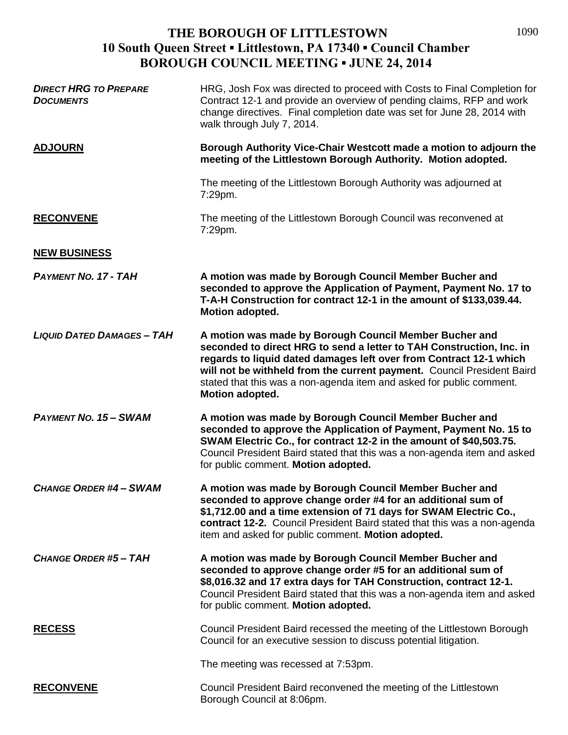# THE BOROUGH OF LITTLESTOWN
## 10 South Queen Street ▪ Littlestown, PA 17340 ▪ Council Chamber
## BOROUGH COUNCIL MEETING ▪ JUNE 24, 2014

***DIRECT HRG TO PREPARE DOCUMENTS*** — HRG, Josh Fox was directed to proceed with Costs to Final Completion for Contract 12-1 and provide an overview of pending claims, RFP and work change directives. Final completion date was set for June 28, 2014 with walk through July 7, 2014.

**ADJOURN** — **Borough Authority Vice-Chair Westcott made a motion to adjourn the meeting of the Littlestown Borough Authority. Motion adopted.**

The meeting of the Littlestown Borough Authority was adjourned at 7:29pm.

**RECONVENE** — The meeting of the Littlestown Borough Council was reconvened at 7:29pm.

**NEW BUSINESS**

***PAYMENT NO. 17 - TAH*** — **A motion was made by Borough Council Member Bucher and seconded to approve the Application of Payment, Payment No. 17 to T-A-H Construction for contract 12-1 in the amount of $133,039.44. Motion adopted.**

***LIQUID DATED DAMAGES – TAH*** — **A motion was made by Borough Council Member Bucher and seconded to direct HRG to send a letter to TAH Construction, Inc. in regards to liquid dated damages left over from Contract 12-1 which will not be withheld from the current payment.** Council President Baird stated that this was a non-agenda item and asked for public comment. **Motion adopted.**

***PAYMENT NO. 15 – SWAM*** — **A motion was made by Borough Council Member Bucher and seconded to approve the Application of Payment, Payment No. 15 to SWAM Electric Co., for contract 12-2 in the amount of $40,503.75.** Council President Baird stated that this was a non-agenda item and asked for public comment. **Motion adopted.**

***CHANGE ORDER #4 – SWAM*** — **A motion was made by Borough Council Member Bucher and seconded to approve change order #4 for an additional sum of $1,712.00 and a time extension of 71 days for SWAM Electric Co., contract 12-2.** Council President Baird stated that this was a non-agenda item and asked for public comment. **Motion adopted.**

***CHANGE ORDER #5 – TAH*** — **A motion was made by Borough Council Member Bucher and seconded to approve change order #5 for an additional sum of $8,016.32 and 17 extra days for TAH Construction, contract 12-1.** Council President Baird stated that this was a non-agenda item and asked for public comment. **Motion adopted.**

**RECESS** — Council President Baird recessed the meeting of the Littlestown Borough Council for an executive session to discuss potential litigation.

The meeting was recessed at 7:53pm.

**RECONVENE** — Council President Baird reconvened the meeting of the Littlestown Borough Council at 8:06pm.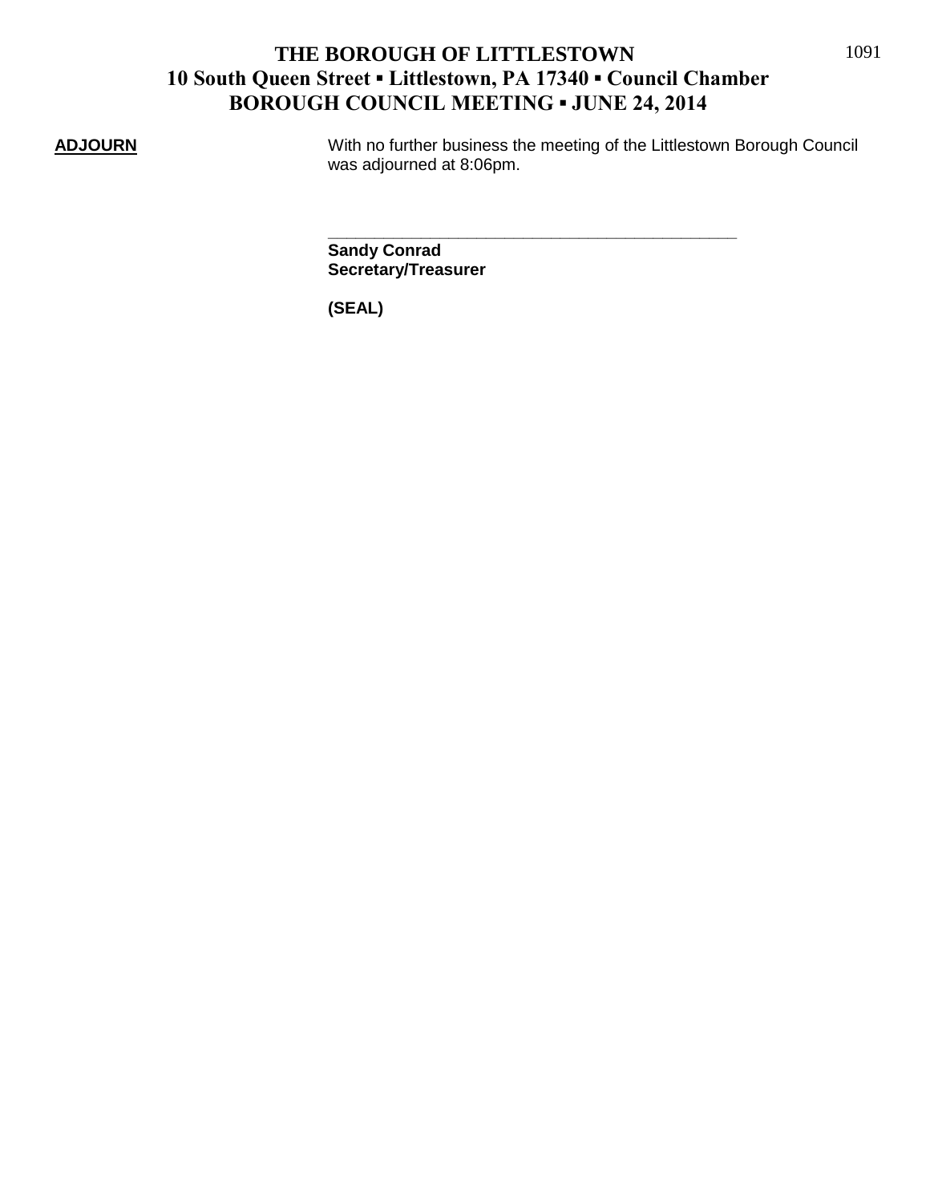**ADJOURN**

With no further business the meeting of the Littlestown Borough Council was adjourned at 8:06pm.

_______________________________________________

**Sandy Conrad**
**Secretary/Treasurer**

**(SEAL)**